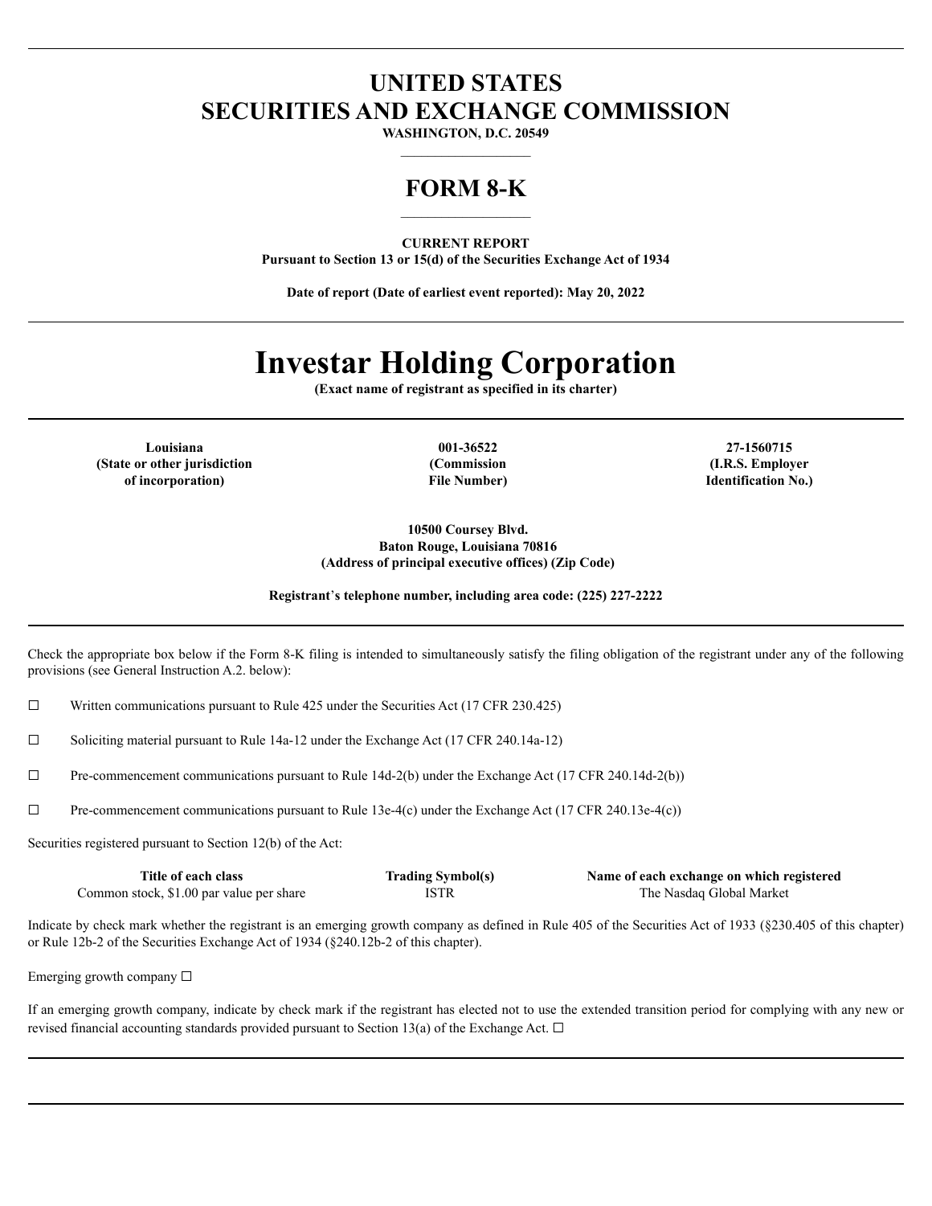# UNITED STATES
# SECURITIES AND EXCHANGE COMMISSION

**WASHINGTON, D.C. 20549**

## FORM 8-K

**CURRENT REPORT**
**Pursuant to Section 13 or 15(d) of the Securities Exchange Act of 1934**

**Date of report (Date of earliest event reported): May 20, 2022**

# Investar Holding Corporation

**(Exact name of registrant as specified in its charter)**

| Louisiana | 001-36522 | 27-1560715 |
|---|---|---|
| (State or other jurisdiction of incorporation) | (Commission File Number) | (I.R.S. Employer Identification No.) |

**10500 Coursey Blvd.**
**Baton Rouge, Louisiana 70816**
**(Address of principal executive offices) (Zip Code)**

**Registrant's telephone number, including area code: (225) 227-2222**

Check the appropriate box below if the Form 8-K filing is intended to simultaneously satisfy the filing obligation of the registrant under any of the following provisions (see General Instruction A.2. below):

☐ Written communications pursuant to Rule 425 under the Securities Act (17 CFR 230.425)

☐ Soliciting material pursuant to Rule 14a-12 under the Exchange Act (17 CFR 240.14a-12)

☐ Pre-commencement communications pursuant to Rule 14d-2(b) under the Exchange Act (17 CFR 240.14d-2(b))

☐ Pre-commencement communications pursuant to Rule 13e-4(c) under the Exchange Act (17 CFR 240.13e-4(c))

Securities registered pursuant to Section 12(b) of the Act:

| Title of each class | Trading Symbol(s) | Name of each exchange on which registered |
|---|---|---|
| Common stock, $1.00 par value per share | ISTR | The Nasdaq Global Market |

Indicate by check mark whether the registrant is an emerging growth company as defined in Rule 405 of the Securities Act of 1933 (§230.405 of this chapter) or Rule 12b-2 of the Securities Exchange Act of 1934 (§240.12b-2 of this chapter).

Emerging growth company ☐

If an emerging growth company, indicate by check mark if the registrant has elected not to use the extended transition period for complying with any new or revised financial accounting standards provided pursuant to Section 13(a) of the Exchange Act. ☐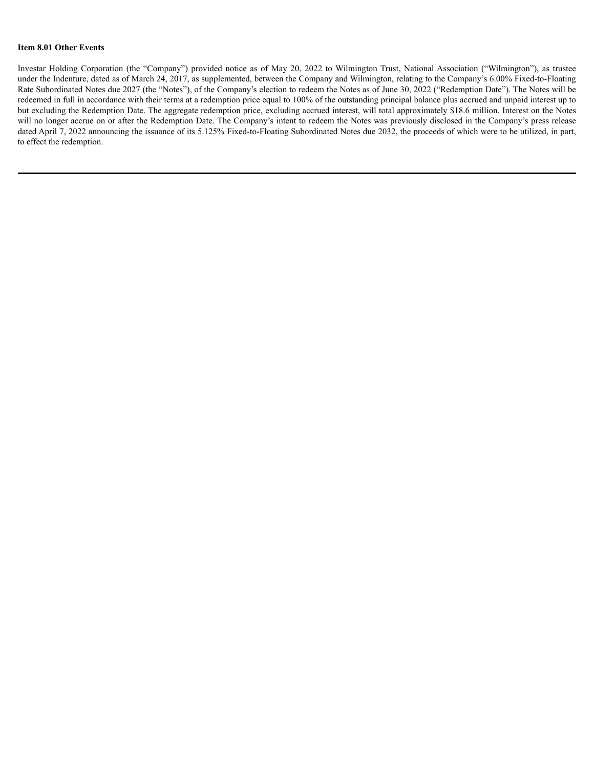**Item 8.01 Other Events**

Investar Holding Corporation (the "Company") provided notice as of May 20, 2022 to Wilmington Trust, National Association ("Wilmington"), as trustee under the Indenture, dated as of March 24, 2017, as supplemented, between the Company and Wilmington, relating to the Company's 6.00% Fixed-to-Floating Rate Subordinated Notes due 2027 (the "Notes"), of the Company's election to redeem the Notes as of June 30, 2022 ("Redemption Date"). The Notes will be redeemed in full in accordance with their terms at a redemption price equal to 100% of the outstanding principal balance plus accrued and unpaid interest up to but excluding the Redemption Date. The aggregate redemption price, excluding accrued interest, will total approximately $18.6 million. Interest on the Notes will no longer accrue on or after the Redemption Date. The Company's intent to redeem the Notes was previously disclosed in the Company's press release dated April 7, 2022 announcing the issuance of its 5.125% Fixed-to-Floating Subordinated Notes due 2032, the proceeds of which were to be utilized, in part, to effect the redemption.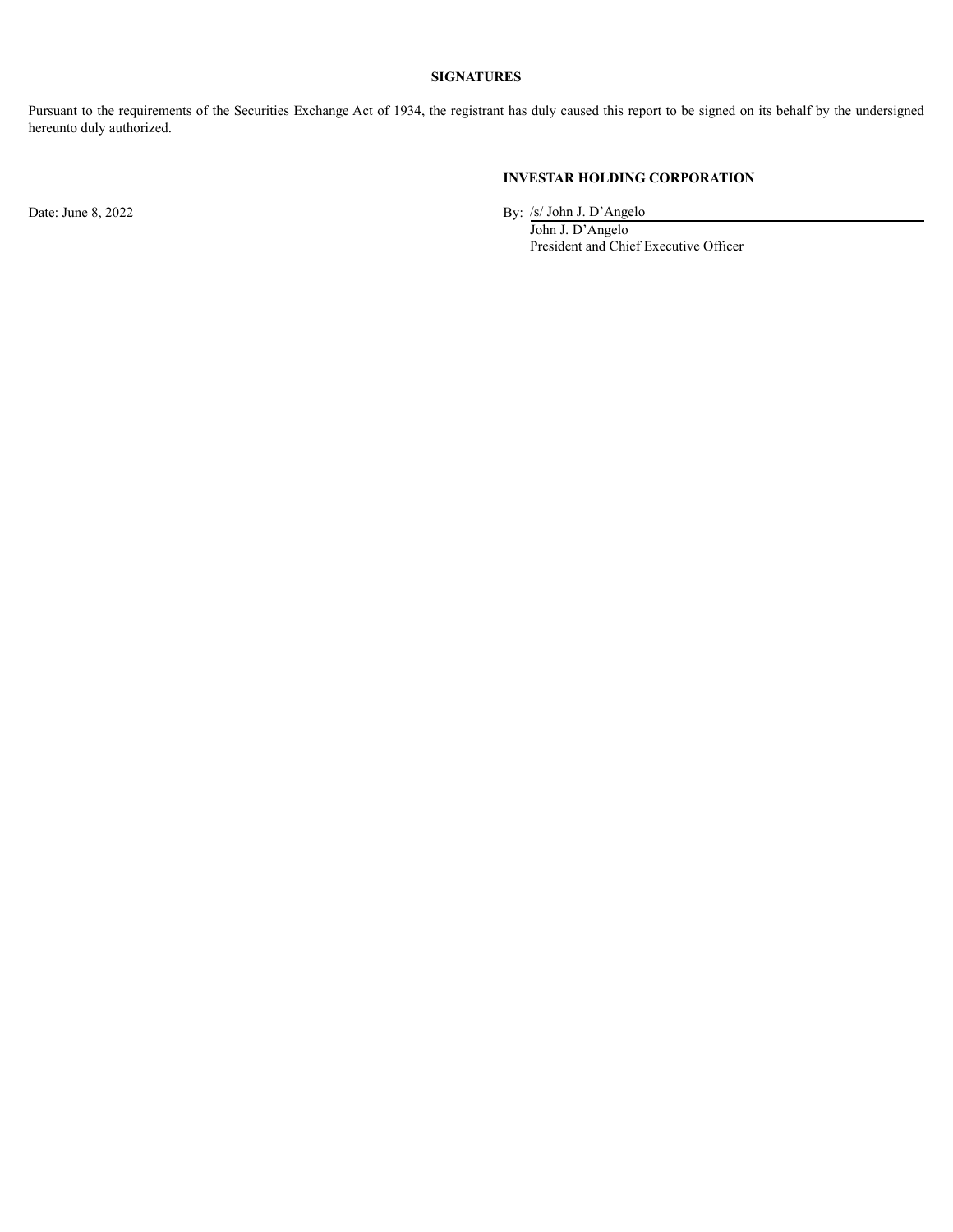**SIGNATURES**

Pursuant to the requirements of the Securities Exchange Act of 1934, the registrant has duly caused this report to be signed on its behalf by the undersigned hereunto duly authorized.

**INVESTAR HOLDING CORPORATION**

Date: June 8, 2022

By: /s/ John J. D’Angelo
John J. D’Angelo
President and Chief Executive Officer